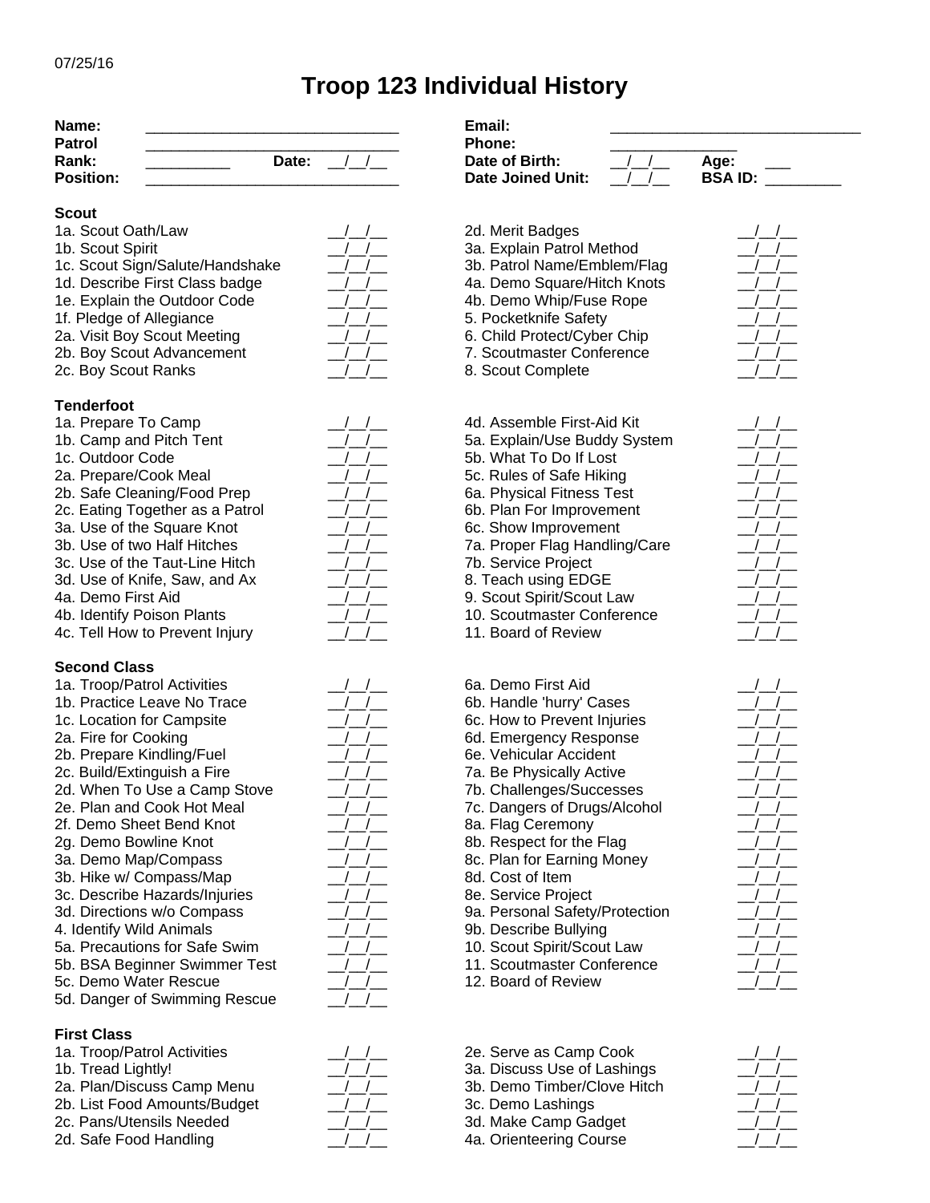07/25/16

# Troop 123 Individual History

| | | | |
|---|---|---|---|
| **Name:** | ______________________________ | **Email:** | ______________________________ |
| **Patrol** | ______________________________ | **Phone:** | _______________ |
| **Rank:** | __________ **Date:** __/__/__ | **Date of Birth:** | __/__/__ **Age:** ___ |
| **Position:** | ______________________________ | **Date Joined Unit:** | __/__/__ **BSA ID:** _________ |

### Scout

| Requirement | Date | Requirement | Date |
|---|---|---|---|
| 1a. Scout Oath/Law | __/__/__ | 2d. Merit Badges | __/__/__ |
| 1b. Scout Spirit | __/__/__ | 3a. Explain Patrol Method | __/__/__ |
| 1c. Scout Sign/Salute/Handshake | __/__/__ | 3b. Patrol Name/Emblem/Flag | __/__/__ |
| 1d. Describe First Class badge | __/__/__ | 4a. Demo Square/Hitch Knots | __/__/__ |
| 1e. Explain the Outdoor Code | __/__/__ | 4b. Demo Whip/Fuse Rope | __/__/__ |
| 1f. Pledge of Allegiance | __/__/__ | 5. Pocketknife Safety | __/__/__ |
| 2a. Visit Boy Scout Meeting | __/__/__ | 6. Child Protect/Cyber Chip | __/__/__ |
| 2b. Boy Scout Advancement | __/__/__ | 7. Scoutmaster Conference | __/__/__ |
| 2c. Boy Scout Ranks | __/__/__ | 8. Scout Complete | __/__/__ |

### Tenderfoot

| Requirement | Date | Requirement | Date |
|---|---|---|---|
| 1a. Prepare To Camp | __/__/__ | 4d. Assemble First-Aid Kit | __/__/__ |
| 1b. Camp and Pitch Tent | __/__/__ | 5a. Explain/Use Buddy System | __/__/__ |
| 1c. Outdoor Code | __/__/__ | 5b. What To Do If Lost | __/__/__ |
| 2a. Prepare/Cook Meal | __/__/__ | 5c. Rules of Safe Hiking | __/__/__ |
| 2b. Safe Cleaning/Food Prep | __/__/__ | 6a. Physical Fitness Test | __/__/__ |
| 2c. Eating Together as a Patrol | __/__/__ | 6b. Plan For Improvement | __/__/__ |
| 3a. Use of the Square Knot | __/__/__ | 6c. Show Improvement | __/__/__ |
| 3b. Use of two Half Hitches | __/__/__ | 7a. Proper Flag Handling/Care | __/__/__ |
| 3c. Use of the Taut-Line Hitch | __/__/__ | 7b. Service Project | __/__/__ |
| 3d. Use of Knife, Saw, and Ax | __/__/__ | 8. Teach using EDGE | __/__/__ |
| 4a. Demo First Aid | __/__/__ | 9. Scout Spirit/Scout Law | __/__/__ |
| 4b. Identify Poison Plants | __/__/__ | 10. Scoutmaster Conference | __/__/__ |
| 4c. Tell How to Prevent Injury | __/__/__ | 11. Board of Review | __/__/__ |

### Second Class

| Requirement | Date | Requirement | Date |
|---|---|---|---|
| 1a. Troop/Patrol Activities | __/__/__ | 6a. Demo First Aid | __/__/__ |
| 1b. Practice Leave No Trace | __/__/__ | 6b. Handle 'hurry' Cases | __/__/__ |
| 1c. Location for Campsite | __/__/__ | 6c. How to Prevent Injuries | __/__/__ |
| 2a. Fire for Cooking | __/__/__ | 6d. Emergency Response | __/__/__ |
| 2b. Prepare Kindling/Fuel | __/__/__ | 6e. Vehicular Accident | __/__/__ |
| 2c. Build/Extinguish a Fire | __/__/__ | 7a. Be Physically Active | __/__/__ |
| 2d. When To Use a Camp Stove | __/__/__ | 7b. Challenges/Successes | __/__/__ |
| 2e. Plan and Cook Hot Meal | __/__/__ | 7c. Dangers of Drugs/Alcohol | __/__/__ |
| 2f. Demo Sheet Bend Knot | __/__/__ | 8a. Flag Ceremony | __/__/__ |
| 2g. Demo Bowline Knot | __/__/__ | 8b. Respect for the Flag | __/__/__ |
| 3a. Demo Map/Compass | __/__/__ | 8c. Plan for Earning Money | __/__/__ |
| 3b. Hike w/ Compass/Map | __/__/__ | 8d. Cost of Item | __/__/__ |
| 3c. Describe Hazards/Injuries | __/__/__ | 8e. Service Project | __/__/__ |
| 3d. Directions w/o Compass | __/__/__ | 9a. Personal Safety/Protection | __/__/__ |
| 4. Identify Wild Animals | __/__/__ | 9b. Describe Bullying | __/__/__ |
| 5a. Precautions for Safe Swim | __/__/__ | 10. Scout Spirit/Scout Law | __/__/__ |
| 5b. BSA Beginner Swimmer Test | __/__/__ | 11. Scoutmaster Conference | __/__/__ |
| 5c. Demo Water Rescue | __/__/__ | 12. Board of Review | __/__/__ |
| 5d. Danger of Swimming Rescue | __/__/__ | | |

### First Class

| Requirement | Date | Requirement | Date |
|---|---|---|---|
| 1a. Troop/Patrol Activities | __/__/__ | 2e. Serve as Camp Cook | __/__/__ |
| 1b. Tread Lightly! | __/__/__ | 3a. Discuss Use of Lashings | __/__/__ |
| 2a. Plan/Discuss Camp Menu | __/__/__ | 3b. Demo Timber/Clove Hitch | __/__/__ |
| 2b. List Food Amounts/Budget | __/__/__ | 3c. Demo Lashings | __/__/__ |
| 2c. Pans/Utensils Needed | __/__/__ | 3d. Make Camp Gadget | __/__/__ |
| 2d. Safe Food Handling | __/__/__ | 4a. Orienteering Course | __/__/__ |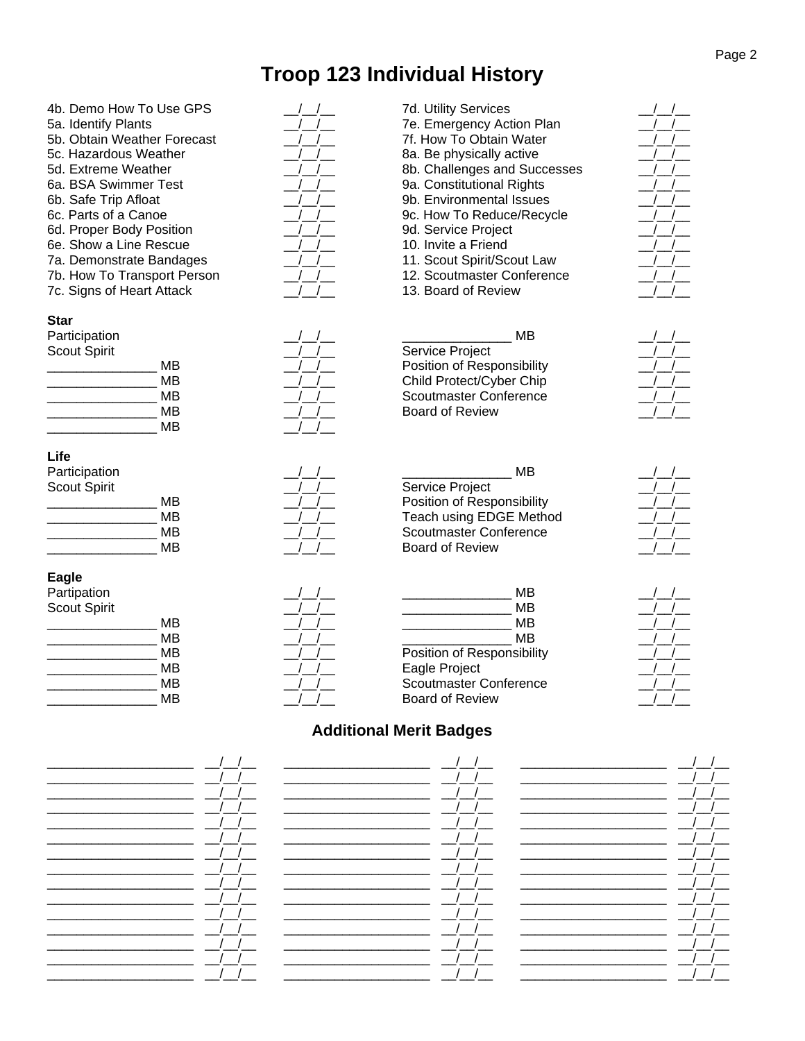# Troop 123 Individual History

| | |
|---|---|
| 4b. Demo How To Use GPS | \_\_/\_\_/\_\_ |
| 5a. Identify Plants | \_\_/\_\_/\_\_ |
| 5b. Obtain Weather Forecast | \_\_/\_\_/\_\_ |
| 5c. Hazardous Weather | \_\_/\_\_/\_\_ |
| 5d. Extreme Weather | \_\_/\_\_/\_\_ |
| 6a. BSA Swimmer Test | \_\_/\_\_/\_\_ |
| 6b. Safe Trip Afloat | \_\_/\_\_/\_\_ |
| 6c. Parts of a Canoe | \_\_/\_\_/\_\_ |
| 6d. Proper Body Position | \_\_/\_\_/\_\_ |
| 6e. Show a Line Rescue | \_\_/\_\_/\_\_ |
| 7a. Demonstrate Bandages | \_\_/\_\_/\_\_ |
| 7b. How To Transport Person | \_\_/\_\_/\_\_ |
| 7c. Signs of Heart Attack | \_\_/\_\_/\_\_ |
| 7d. Utility Services | \_\_/\_\_/\_\_ |
| 7e. Emergency Action Plan | \_\_/\_\_/\_\_ |
| 7f. How To Obtain Water | \_\_/\_\_/\_\_ |
| 8a. Be physically active | \_\_/\_\_/\_\_ |
| 8b. Challenges and Successes | \_\_/\_\_/\_\_ |
| 9a. Constitutional Rights | \_\_/\_\_/\_\_ |
| 9b. Environmental Issues | \_\_/\_\_/\_\_ |
| 9c. How To Reduce/Recycle | \_\_/\_\_/\_\_ |
| 9d. Service Project | \_\_/\_\_/\_\_ |
| 10. Invite a Friend | \_\_/\_\_/\_\_ |
| 11. Scout Spirit/Scout Law | \_\_/\_\_/\_\_ |
| 12. Scoutmaster Conference | \_\_/\_\_/\_\_ |
| 13. Board of Review | \_\_/\_\_/\_\_ |

**Star**

| | |
|---|---|
| Participation | \_\_/\_\_/\_\_ |
| Scout Spirit | \_\_/\_\_/\_\_ |
| \_\_\_\_\_\_\_\_\_\_\_\_\_\_\_ MB | \_\_/\_\_/\_\_ |
| \_\_\_\_\_\_\_\_\_\_\_\_\_\_\_ MB | \_\_/\_\_/\_\_ |
| \_\_\_\_\_\_\_\_\_\_\_\_\_\_\_ MB | \_\_/\_\_/\_\_ |
| \_\_\_\_\_\_\_\_\_\_\_\_\_\_\_ MB | \_\_/\_\_/\_\_ |
| \_\_\_\_\_\_\_\_\_\_\_\_\_\_\_ MB | \_\_/\_\_/\_\_ |
| \_\_\_\_\_\_\_\_\_\_\_\_\_\_\_ MB | \_\_/\_\_/\_\_ |
| Service Project | \_\_/\_\_/\_\_ |
| Position of Responsibility | \_\_/\_\_/\_\_ |
| Child Protect/Cyber Chip | \_\_/\_\_/\_\_ |
| Scoutmaster Conference | \_\_/\_\_/\_\_ |
| Board of Review | \_\_/\_\_/\_\_ |

**Life**

| | |
|---|---|
| Participation | \_\_/\_\_/\_\_ |
| Scout Spirit | \_\_/\_\_/\_\_ |
| \_\_\_\_\_\_\_\_\_\_\_\_\_\_\_ MB | \_\_/\_\_/\_\_ |
| \_\_\_\_\_\_\_\_\_\_\_\_\_\_\_ MB | \_\_/\_\_/\_\_ |
| \_\_\_\_\_\_\_\_\_\_\_\_\_\_\_ MB | \_\_/\_\_/\_\_ |
| \_\_\_\_\_\_\_\_\_\_\_\_\_\_\_ MB | \_\_/\_\_/\_\_ |
| \_\_\_\_\_\_\_\_\_\_\_\_\_\_\_ MB | \_\_/\_\_/\_\_ |
| Service Project | \_\_/\_\_/\_\_ |
| Position of Responsibility | \_\_/\_\_/\_\_ |
| Teach using EDGE Method | \_\_/\_\_/\_\_ |
| Scoutmaster Conference | \_\_/\_\_/\_\_ |
| Board of Review | \_\_/\_\_/\_\_ |

**Eagle**

| | |
|---|---|
| Partipation | \_\_/\_\_/\_\_ |
| Scout Spirit | \_\_/\_\_/\_\_ |
| \_\_\_\_\_\_\_\_\_\_\_\_\_\_\_ MB | \_\_/\_\_/\_\_ |
| \_\_\_\_\_\_\_\_\_\_\_\_\_\_\_ MB | \_\_/\_\_/\_\_ |
| \_\_\_\_\_\_\_\_\_\_\_\_\_\_\_ MB | \_\_/\_\_/\_\_ |
| \_\_\_\_\_\_\_\_\_\_\_\_\_\_\_ MB | \_\_/\_\_/\_\_ |
| \_\_\_\_\_\_\_\_\_\_\_\_\_\_\_ MB | \_\_/\_\_/\_\_ |
| \_\_\_\_\_\_\_\_\_\_\_\_\_\_\_ MB | \_\_/\_\_/\_\_ |
| \_\_\_\_\_\_\_\_\_\_\_\_\_\_\_ MB | \_\_/\_\_/\_\_ |
| \_\_\_\_\_\_\_\_\_\_\_\_\_\_\_ MB | \_\_/\_\_/\_\_ |
| \_\_\_\_\_\_\_\_\_\_\_\_\_\_\_ MB | \_\_/\_\_/\_\_ |
| \_\_\_\_\_\_\_\_\_\_\_\_\_\_\_ MB | \_\_/\_\_/\_\_ |
| Position of Responsibility | \_\_/\_\_/\_\_ |
| Eagle Project | \_\_/\_\_/\_\_ |
| Scoutmaster Conference | \_\_/\_\_/\_\_ |
| Board of Review | \_\_/\_\_/\_\_ |

## Additional Merit Badges

| Merit Badge | Date | Merit Badge | Date | Merit Badge | Date |
|---|---|---|---|---|---|
| \_\_\_\_\_\_\_\_\_\_\_\_\_\_\_\_\_\_\_\_ | \_\_/\_\_/\_\_ | \_\_\_\_\_\_\_\_\_\_\_\_\_\_\_\_\_\_\_\_ | \_\_/\_\_/\_\_ | \_\_\_\_\_\_\_\_\_\_\_\_\_\_\_\_\_\_\_\_ | \_\_/\_\_/\_\_ |
| \_\_\_\_\_\_\_\_\_\_\_\_\_\_\_\_\_\_\_\_ | \_\_/\_\_/\_\_ | \_\_\_\_\_\_\_\_\_\_\_\_\_\_\_\_\_\_\_\_ | \_\_/\_\_/\_\_ | \_\_\_\_\_\_\_\_\_\_\_\_\_\_\_\_\_\_\_\_ | \_\_/\_\_/\_\_ |
| \_\_\_\_\_\_\_\_\_\_\_\_\_\_\_\_\_\_\_\_ | \_\_/\_\_/\_\_ | \_\_\_\_\_\_\_\_\_\_\_\_\_\_\_\_\_\_\_\_ | \_\_/\_\_/\_\_ | \_\_\_\_\_\_\_\_\_\_\_\_\_\_\_\_\_\_\_\_ | \_\_/\_\_/\_\_ |
| \_\_\_\_\_\_\_\_\_\_\_\_\_\_\_\_\_\_\_\_ | \_\_/\_\_/\_\_ | \_\_\_\_\_\_\_\_\_\_\_\_\_\_\_\_\_\_\_\_ | \_\_/\_\_/\_\_ | \_\_\_\_\_\_\_\_\_\_\_\_\_\_\_\_\_\_\_\_ | \_\_/\_\_/\_\_ |
| \_\_\_\_\_\_\_\_\_\_\_\_\_\_\_\_\_\_\_\_ | \_\_/\_\_/\_\_ | \_\_\_\_\_\_\_\_\_\_\_\_\_\_\_\_\_\_\_\_ | \_\_/\_\_/\_\_ | \_\_\_\_\_\_\_\_\_\_\_\_\_\_\_\_\_\_\_\_ | \_\_/\_\_/\_\_ |
| \_\_\_\_\_\_\_\_\_\_\_\_\_\_\_\_\_\_\_\_ | \_\_/\_\_/\_\_ | \_\_\_\_\_\_\_\_\_\_\_\_\_\_\_\_\_\_\_\_ | \_\_/\_\_/\_\_ | \_\_\_\_\_\_\_\_\_\_\_\_\_\_\_\_\_\_\_\_ | \_\_/\_\_/\_\_ |
| \_\_\_\_\_\_\_\_\_\_\_\_\_\_\_\_\_\_\_\_ | \_\_/\_\_/\_\_ | \_\_\_\_\_\_\_\_\_\_\_\_\_\_\_\_\_\_\_\_ | \_\_/\_\_/\_\_ | \_\_\_\_\_\_\_\_\_\_\_\_\_\_\_\_\_\_\_\_ | \_\_/\_\_/\_\_ |
| \_\_\_\_\_\_\_\_\_\_\_\_\_\_\_\_\_\_\_\_ | \_\_/\_\_/\_\_ | \_\_\_\_\_\_\_\_\_\_\_\_\_\_\_\_\_\_\_\_ | \_\_/\_\_/\_\_ | \_\_\_\_\_\_\_\_\_\_\_\_\_\_\_\_\_\_\_\_ | \_\_/\_\_/\_\_ |
| \_\_\_\_\_\_\_\_\_\_\_\_\_\_\_\_\_\_\_\_ | \_\_/\_\_/\_\_ | \_\_\_\_\_\_\_\_\_\_\_\_\_\_\_\_\_\_\_\_ | \_\_/\_\_/\_\_ | \_\_\_\_\_\_\_\_\_\_\_\_\_\_\_\_\_\_\_\_ | \_\_/\_\_/\_\_ |
| \_\_\_\_\_\_\_\_\_\_\_\_\_\_\_\_\_\_\_\_ | \_\_/\_\_/\_\_ | \_\_\_\_\_\_\_\_\_\_\_\_\_\_\_\_\_\_\_\_ | \_\_/\_\_/\_\_ | \_\_\_\_\_\_\_\_\_\_\_\_\_\_\_\_\_\_\_\_ | \_\_/\_\_/\_\_ |
| \_\_\_\_\_\_\_\_\_\_\_\_\_\_\_\_\_\_\_\_ | \_\_/\_\_/\_\_ | \_\_\_\_\_\_\_\_\_\_\_\_\_\_\_\_\_\_\_\_ | \_\_/\_\_/\_\_ | \_\_\_\_\_\_\_\_\_\_\_\_\_\_\_\_\_\_\_\_ | \_\_/\_\_/\_\_ |
| \_\_\_\_\_\_\_\_\_\_\_\_\_\_\_\_\_\_\_\_ | \_\_/\_\_/\_\_ | \_\_\_\_\_\_\_\_\_\_\_\_\_\_\_\_\_\_\_\_ | \_\_/\_\_/\_\_ | \_\_\_\_\_\_\_\_\_\_\_\_\_\_\_\_\_\_\_\_ | \_\_/\_\_/\_\_ |
| \_\_\_\_\_\_\_\_\_\_\_\_\_\_\_\_\_\_\_\_ | \_\_/\_\_/\_\_ | \_\_\_\_\_\_\_\_\_\_\_\_\_\_\_\_\_\_\_\_ | \_\_/\_\_/\_\_ | \_\_\_\_\_\_\_\_\_\_\_\_\_\_\_\_\_\_\_\_ | \_\_/\_\_/\_\_ |
| \_\_\_\_\_\_\_\_\_\_\_\_\_\_\_\_\_\_\_\_ | \_\_/\_\_/\_\_ | \_\_\_\_\_\_\_\_\_\_\_\_\_\_\_\_\_\_\_\_ | \_\_/\_\_/\_\_ | \_\_\_\_\_\_\_\_\_\_\_\_\_\_\_\_\_\_\_\_ | \_\_/\_\_/\_\_ |
| \_\_\_\_\_\_\_\_\_\_\_\_\_\_\_\_\_\_\_\_ | \_\_/\_\_/\_\_ | \_\_\_\_\_\_\_\_\_\_\_\_\_\_\_\_\_\_\_\_ | \_\_/\_\_/\_\_ | \_\_\_\_\_\_\_\_\_\_\_\_\_\_\_\_\_\_\_\_ | \_\_/\_\_/\_\_ |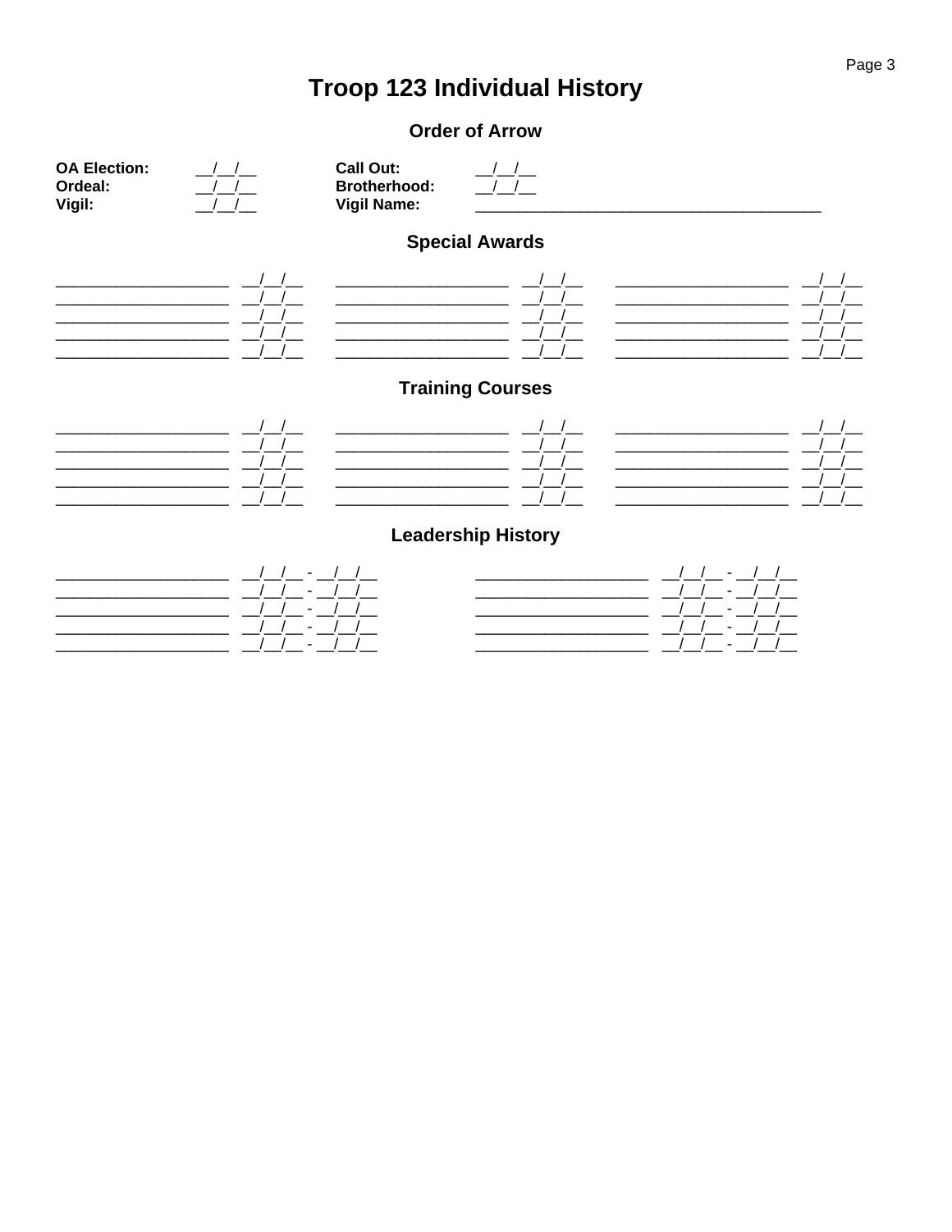# Troop 123 Individual History

## Order of Arrow

| | | | |
|---|---|---|---|
| **OA Election:** | __/__/__ | **Call Out:** | __/__/__ |
| **Ordeal:** | __/__/__ | **Brotherhood:** | __/__/__ |
| **Vigil:** | __/__/__ | **Vigil Name:** | ________________________________________ |

## Special Awards

| | | | | | |
|---|---|---|---|---|---|
| ____________________ | __/__/__ | ____________________ | __/__/__ | ____________________ | __/__/__ |
| ____________________ | __/__/__ | ____________________ | __/__/__ | ____________________ | __/__/__ |
| ____________________ | __/__/__ | ____________________ | __/__/__ | ____________________ | __/__/__ |
| ____________________ | __/__/__ | ____________________ | __/__/__ | ____________________ | __/__/__ |
| ____________________ | __/__/__ | ____________________ | __/__/__ | ____________________ | __/__/__ |

## Training Courses

| | | | | | |
|---|---|---|---|---|---|
| ____________________ | __/__/__ | ____________________ | __/__/__ | ____________________ | __/__/__ |
| ____________________ | __/__/__ | ____________________ | __/__/__ | ____________________ | __/__/__ |
| ____________________ | __/__/__ | ____________________ | __/__/__ | ____________________ | __/__/__ |
| ____________________ | __/__/__ | ____________________ | __/__/__ | ____________________ | __/__/__ |
| ____________________ | __/__/__ | ____________________ | __/__/__ | ____________________ | __/__/__ |

## Leadership History

| | | | |
|---|---|---|---|
| ____________________ | __/__/__ - __/__/__ | ____________________ | __/__/__ - __/__/__ |
| ____________________ | __/__/__ - __/__/__ | ____________________ | __/__/__ - __/__/__ |
| ____________________ | __/__/__ - __/__/__ | ____________________ | __/__/__ - __/__/__ |
| ____________________ | __/__/__ - __/__/__ | ____________________ | __/__/__ - __/__/__ |
| ____________________ | __/__/__ - __/__/__ | ____________________ | __/__/__ - __/__/__ |